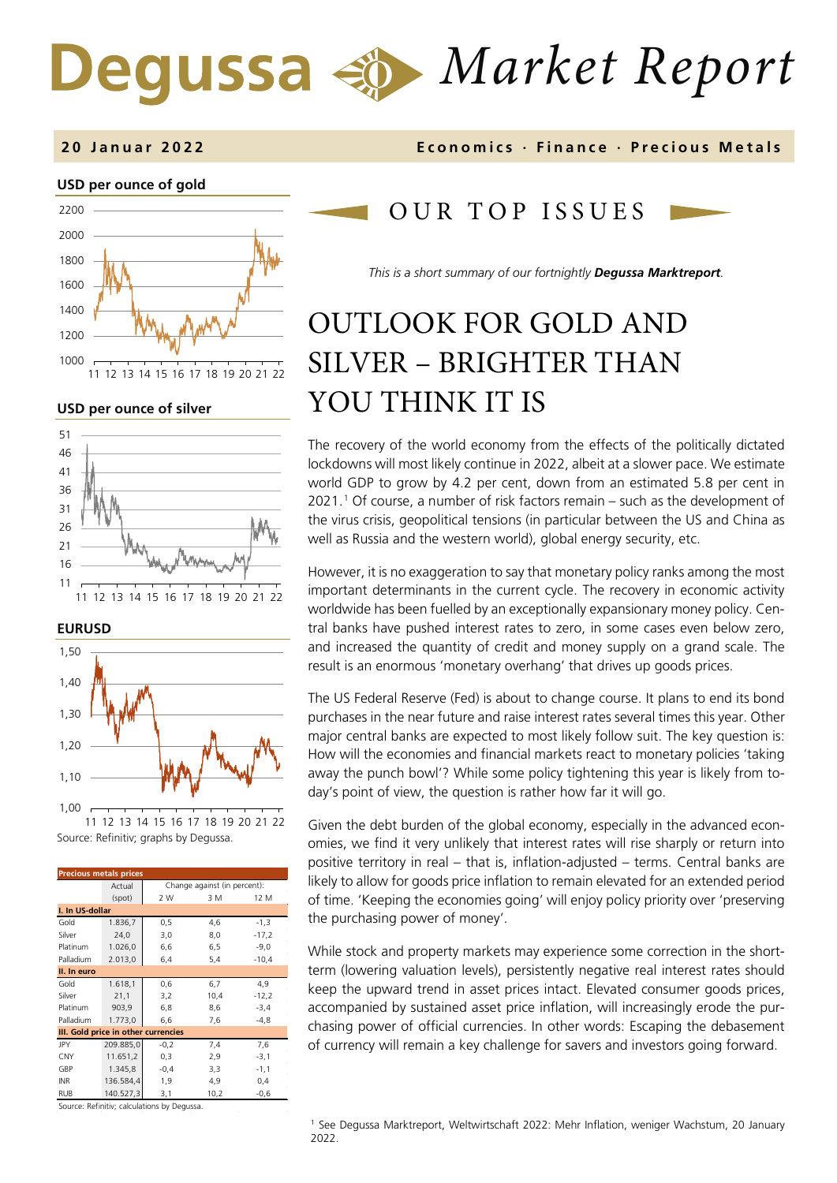# Degussa Market Report

**20 Januar 2022** — **Economics · Finance · Precious Metals**

**USD per ounce of gold**

**USD per ounce of silver**

**EURUSD**

Source: Refinitiv; graphs by Degussa.

| Precious metals prices | Actual | Change against (in percent): | | |
|---|---|---|---|---|
| | (spot) | 2 W | 3 M | 12 M |
| **I. In US-dollar** | | | | |
| Gold | 1.836,7 | 0,5 | 4,6 | -1,3 |
| Silver | 24,0 | 3,0 | 8,0 | -17,2 |
| Platinum | 1.026,0 | 6,6 | 6,5 | -9,0 |
| Palladium | 2.013,0 | 6,4 | 5,4 | -10,4 |
| **II. In euro** | | | | |
| Gold | 1.618,1 | 0,6 | 6,7 | 4,9 |
| Silver | 21,1 | 3,2 | 10,4 | -12,2 |
| Platinum | 903,9 | 6,8 | 8,6 | -3,4 |
| Palladium | 1.773,0 | 6,6 | 7,6 | -4,8 |
| **III. Gold price in other currencies** | | | | |
| JPY | 209.885,0 | -0,2 | 7,4 | 7,6 |
| CNY | 11.651,2 | 0,3 | 2,9 | -3,1 |
| GBP | 1.345,8 | -0,4 | 3,3 | -1,1 |
| INR | 136.584,4 | 1,9 | 4,9 | 0,4 |
| RUB | 140.527,3 | 3,1 | 10,2 | -0,6 |

Source: Refinitiv; calculations by Degussa.

## OUR TOP ISSUES

*This is a short summary of our fortnightly **Degussa Marktreport**.*

# OUTLOOK FOR GOLD AND SILVER – BRIGHTER THAN YOU THINK IT IS

The recovery of the world economy from the effects of the politically dictated lockdowns will most likely continue in 2022, albeit at a slower pace. We estimate world GDP to grow by 4.2 per cent, down from an estimated 5.8 per cent in 2021.[1] Of course, a number of risk factors remain – such as the development of the virus crisis, geopolitical tensions (in particular between the US and China as well as Russia and the western world), global energy security, etc.

However, it is no exaggeration to say that monetary policy ranks among the most important determinants in the current cycle. The recovery in economic activity worldwide has been fuelled by an exceptionally expansionary money policy. Central banks have pushed interest rates to zero, in some cases even below zero, and increased the quantity of credit and money supply on a grand scale. The result is an enormous 'monetary overhang' that drives up goods prices.

The US Federal Reserve (Fed) is about to change course. It plans to end its bond purchases in the near future and raise interest rates several times this year. Other major central banks are expected to most likely follow suit. The key question is: How will the economies and financial markets react to monetary policies 'taking away the punch bowl'? While some policy tightening this year is likely from today's point of view, the question is rather how far it will go.

Given the debt burden of the global economy, especially in the advanced economies, we find it very unlikely that interest rates will rise sharply or return into positive territory in real – that is, inflation-adjusted – terms. Central banks are likely to allow for goods price inflation to remain elevated for an extended period of time. 'Keeping the economies going' will enjoy policy priority over 'preserving the purchasing power of money'.

While stock and property markets may experience some correction in the short-term (lowering valuation levels), persistently negative real interest rates should keep the upward trend in asset prices intact. Elevated consumer goods prices, accompanied by sustained asset price inflation, will increasingly erode the purchasing power of official currencies. In other words: Escaping the debasement of currency will remain a key challenge for savers and investors going forward.

[1] See Degussa Marktreport, Weltwirtschaft 2022: Mehr Inflation, weniger Wachstum, 20 January 2022.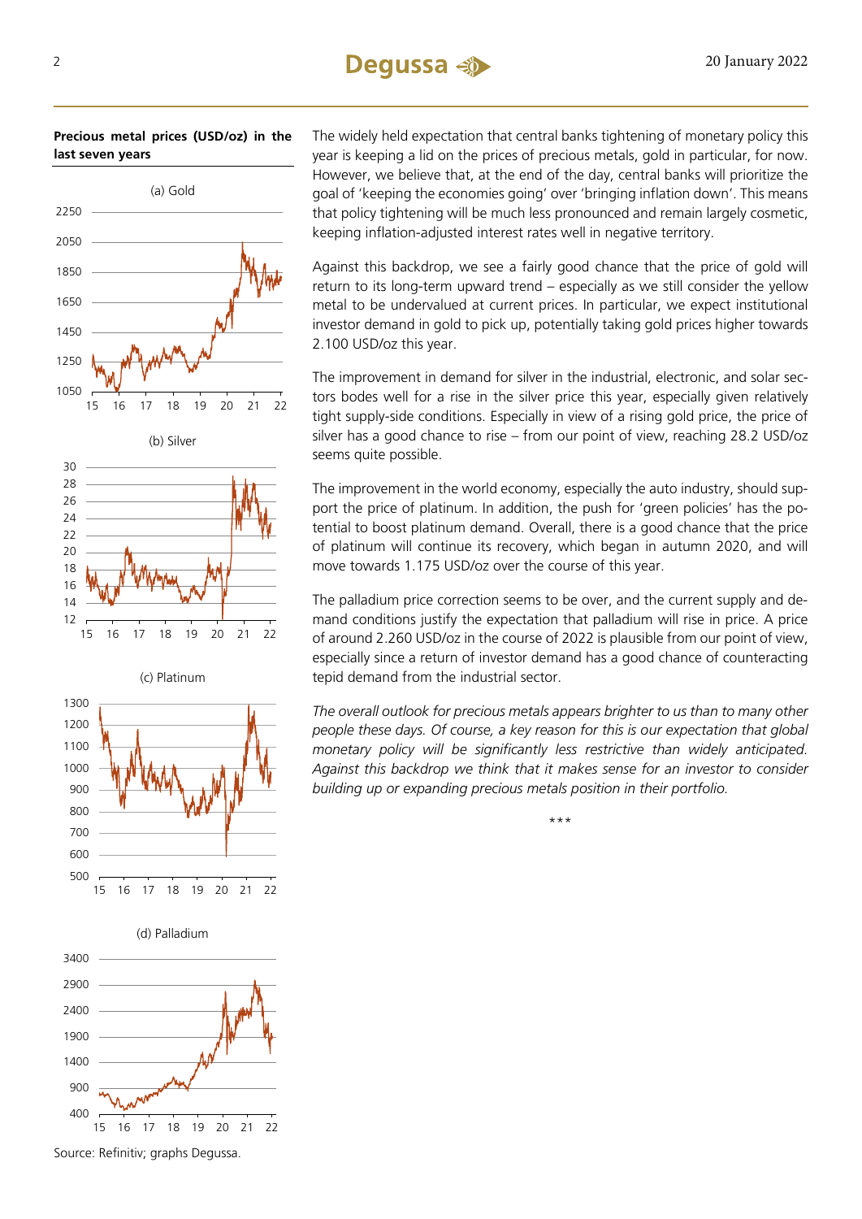**Precious metal prices (USD/oz) in the last seven years**

(a) Gold

(b) Silver

(c) Platinum

(d) Palladium

Source: Refinitiv; graphs Degussa.

The widely held expectation that central banks tightening of monetary policy this year is keeping a lid on the prices of precious metals, gold in particular, for now. However, we believe that, at the end of the day, central banks will prioritize the goal of 'keeping the economies going' over 'bringing inflation down'. This means that policy tightening will be much less pronounced and remain largely cosmetic, keeping inflation-adjusted interest rates well in negative territory.

Against this backdrop, we see a fairly good chance that the price of gold will return to its long-term upward trend – especially as we still consider the yellow metal to be undervalued at current prices. In particular, we expect institutional investor demand in gold to pick up, potentially taking gold prices higher towards 2.100 USD/oz this year.

The improvement in demand for silver in the industrial, electronic, and solar sectors bodes well for a rise in the silver price this year, especially given relatively tight supply-side conditions. Especially in view of a rising gold price, the price of silver has a good chance to rise – from our point of view, reaching 28.2 USD/oz seems quite possible.

The improvement in the world economy, especially the auto industry, should support the price of platinum. In addition, the push for 'green policies' has the potential to boost platinum demand. Overall, there is a good chance that the price of platinum will continue its recovery, which began in autumn 2020, and will move towards 1.175 USD/oz over the course of this year.

The palladium price correction seems to be over, and the current supply and demand conditions justify the expectation that palladium will rise in price. A price of around 2.260 USD/oz in the course of 2022 is plausible from our point of view, especially since a return of investor demand has a good chance of counteracting tepid demand from the industrial sector.

*The overall outlook for precious metals appears brighter to us than to many other people these days. Of course, a key reason for this is our expectation that global monetary policy will be significantly less restrictive than widely anticipated. Against this backdrop we think that it makes sense for an investor to consider building up or expanding precious metals position in their portfolio.*

***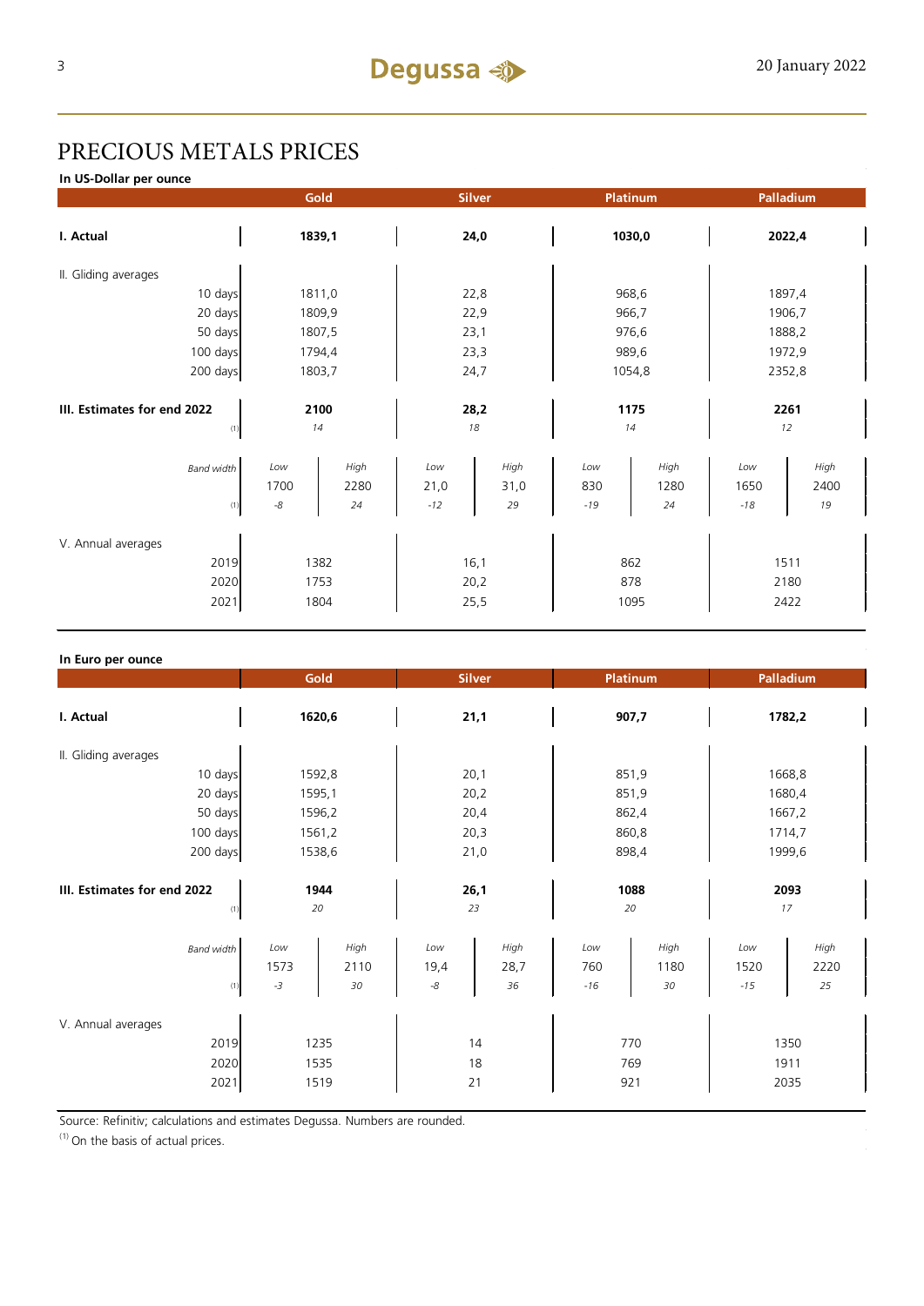# PRECIOUS METALS PRICES

**In US-Dollar per ounce**

| | Gold | | Silver | | Platinum | | Palladium | |
|---|---|---|---|---|---|---|---|---|
| **I. Actual** | **1839,1** | | **24,0** | | **1030,0** | | **2022,4** | |
| II. Gliding averages | | | | | | | | |
| 10 days | 1811,0 | | 22,8 | | 968,6 | | 1897,4 | |
| 20 days | 1809,9 | | 22,9 | | 966,7 | | 1906,7 | |
| 50 days | 1807,5 | | 23,1 | | 976,6 | | 1888,2 | |
| 100 days | 1794,4 | | 23,3 | | 989,6 | | 1972,9 | |
| 200 days | 1803,7 | | 24,7 | | 1054,8 | | 2352,8 | |
| **III. Estimates for end 2022** | **2100** | | **28,2** | | **1175** | | **2261** | |
| (1) | *14* | | *18* | | *14* | | *12* | |
| *Band width* | *Low* | *High* | *Low* | *High* | *Low* | *High* | *Low* | *High* |
| | 1700 | 2280 | 21,0 | 31,0 | 830 | 1280 | 1650 | 2400 |
| (1) | *-8* | *24* | *-12* | *29* | *-19* | *24* | *-18* | *19* |
| V. Annual averages | | | | | | | | |
| 2019 | 1382 | | 16,1 | | 862 | | 1511 | |
| 2020 | 1753 | | 20,2 | | 878 | | 2180 | |
| 2021 | 1804 | | 25,5 | | 1095 | | 2422 | |

**In Euro per ounce**

| | Gold | | Silver | | Platinum | | Palladium | |
|---|---|---|---|---|---|---|---|---|
| **I. Actual** | **1620,6** | | **21,1** | | **907,7** | | **1782,2** | |
| II. Gliding averages | | | | | | | | |
| 10 days | 1592,8 | | 20,1 | | 851,9 | | 1668,8 | |
| 20 days | 1595,1 | | 20,2 | | 851,9 | | 1680,4 | |
| 50 days | 1596,2 | | 20,4 | | 862,4 | | 1667,2 | |
| 100 days | 1561,2 | | 20,3 | | 860,8 | | 1714,7 | |
| 200 days | 1538,6 | | 21,0 | | 898,4 | | 1999,6 | |
| **III. Estimates for end 2022** | **1944** | | **26,1** | | **1088** | | **2093** | |
| (1) | *20* | | *23* | | *20* | | *17* | |
| *Band width* | *Low* | *High* | *Low* | *High* | *Low* | *High* | *Low* | *High* |
| | 1573 | 2110 | 19,4 | 28,7 | 760 | 1180 | 1520 | 2220 |
| (1) | *-3* | *30* | *-8* | *36* | *-16* | *30* | *-15* | *25* |
| V. Annual averages | | | | | | | | |
| 2019 | 1235 | | 14 | | 770 | | 1350 | |
| 2020 | 1535 | | 18 | | 769 | | 1911 | |
| 2021 | 1519 | | 21 | | 921 | | 2035 | |

Source: Refinitiv; calculations and estimates Degussa. Numbers are rounded.

(1) On the basis of actual prices.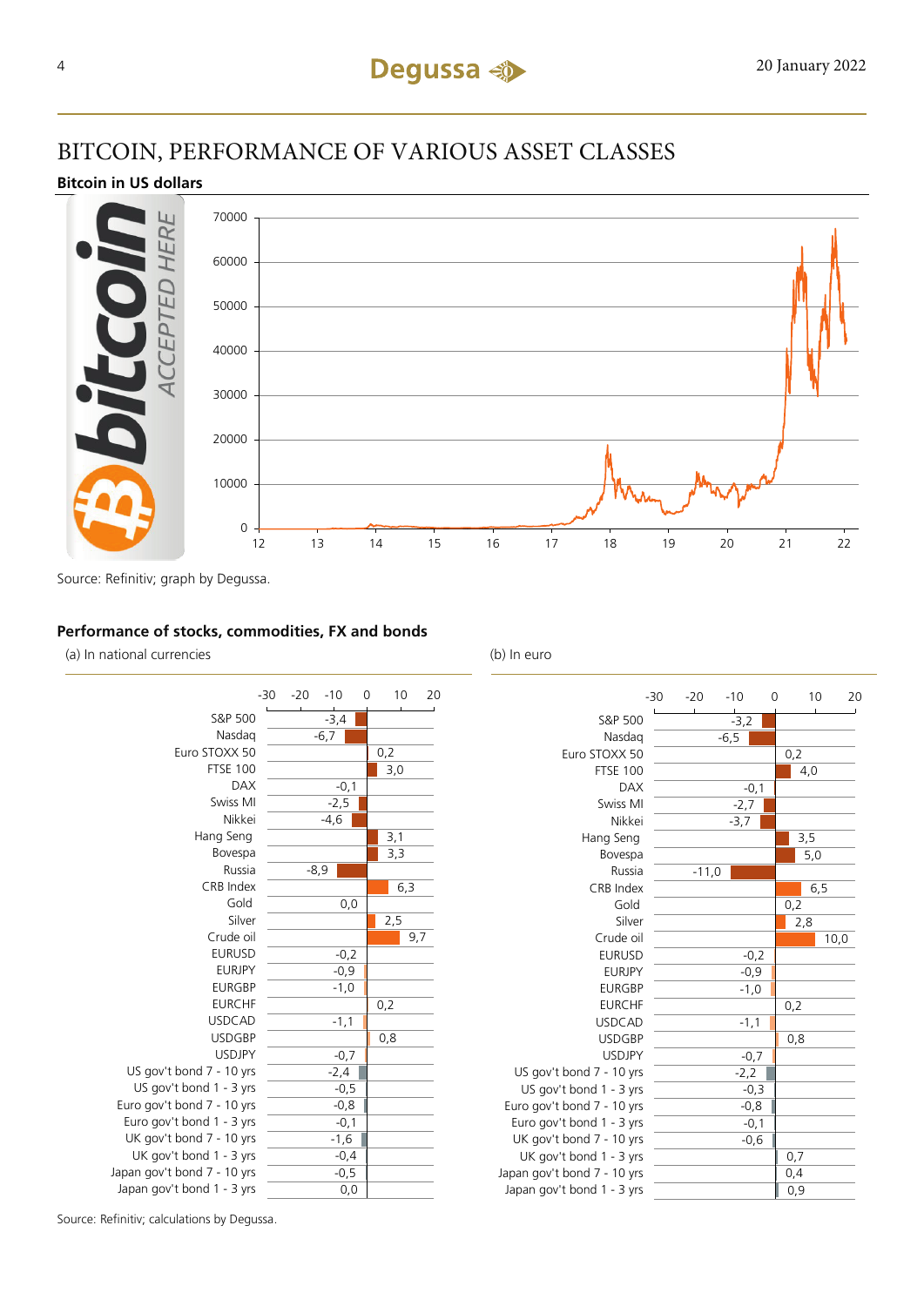# BITCOIN, PERFORMANCE OF VARIOUS ASSET CLASSES

**Bitcoin in US dollars**

Source: Refinitiv; graph by Degussa.

**Performance of stocks, commodities, FX and bonds**

| | (a) In national currencies | (b) In euro |
|---|---|---|
| S&P 500 | -3,4 | -3,2 |
| Nasdaq | -6,7 | -6,5 |
| Euro STOXX 50 | 0,2 | 0,2 |
| FTSE 100 | 3,0 | 4,0 |
| DAX | -0,1 | -0,1 |
| Swiss MI | -2,5 | -2,7 |
| Nikkei | -4,6 | -3,7 |
| Hang Seng | 3,1 | 3,5 |
| Bovespa | 3,3 | 5,0 |
| Russia | -8,9 | -11,0 |
| CRB Index | 6,3 | 6,5 |
| Gold | 0,0 | 0,2 |
| Silver | 2,5 | 2,8 |
| Crude oil | 9,7 | 10,0 |
| EURUSD | -0,2 | -0,2 |
| EURJPY | -0,9 | -0,9 |
| EURGBP | -1,0 | -1,0 |
| EURCHF | 0,2 | 0,2 |
| USDCAD | -1,1 | -1,1 |
| USDGBP | 0,8 | 0,8 |
| USDJPY | -0,7 | -0,7 |
| US gov't bond 7 - 10 yrs | -2,4 | -2,2 |
| US gov't bond 1 - 3 yrs | -0,5 | -0,3 |
| Euro gov't bond 7 - 10 yrs | -0,8 | -0,8 |
| Euro gov't bond 1 - 3 yrs | -0,1 | -0,1 |
| UK gov't bond 7 - 10 yrs | -1,6 | -0,6 |
| UK gov't bond 1 - 3 yrs | -0,4 | 0,7 |
| Japan gov't bond 7 - 10 yrs | -0,5 | 0,4 |
| Japan gov't bond 1 - 3 yrs | 0,0 | 0,9 |

Source: Refinitiv; calculations by Degussa.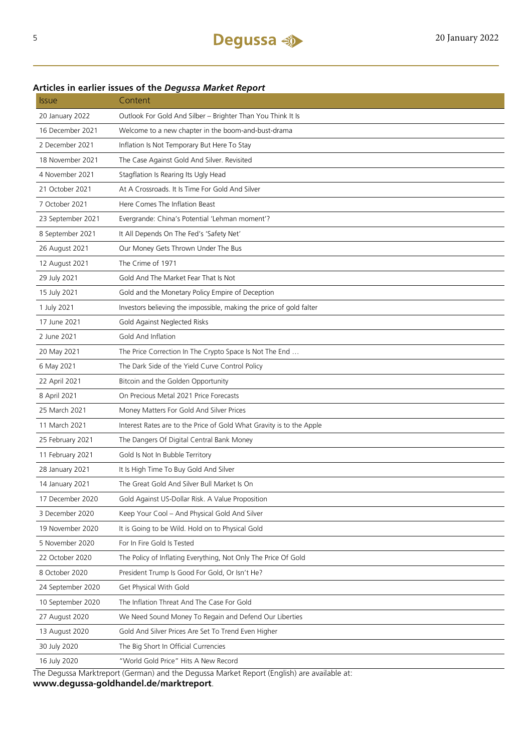## Articles in earlier issues of the *Degussa Market Report*

| Issue | Content |
|---|---|
| 20 January 2022 | Outlook For Gold And Silber – Brighter Than You Think It Is |
| 16 December 2021 | Welcome to a new chapter in the boom-and-bust-drama |
| 2 December 2021 | Inflation Is Not Temporary But Here To Stay |
| 18 November 2021 | The Case Against Gold And Silver. Revisited |
| 4 November 2021 | Stagflation Is Rearing Its Ugly Head |
| 21 October 2021 | At A Crossroads. It Is Time For Gold And Silver |
| 7 October 2021 | Here Comes The Inflation Beast |
| 23 September 2021 | Evergrande: China's Potential 'Lehman moment'? |
| 8 September 2021 | It All Depends On The Fed's 'Safety Net' |
| 26 August 2021 | Our Money Gets Thrown Under The Bus |
| 12 August 2021 | The Crime of 1971 |
| 29 July 2021 | Gold And The Market Fear That Is Not |
| 15 July 2021 | Gold and the Monetary Policy Empire of Deception |
| 1 July 2021 | Investors believing the impossible, making the price of gold falter |
| 17 June 2021 | Gold Against Neglected Risks |
| 2 June 2021 | Gold And Inflation |
| 20 May 2021 | The Price Correction In The Crypto Space Is Not The End … |
| 6 May 2021 | The Dark Side of the Yield Curve Control Policy |
| 22 April 2021 | Bitcoin and the Golden Opportunity |
| 8 April 2021 | On Precious Metal 2021 Price Forecasts |
| 25 March 2021 | Money Matters For Gold And Silver Prices |
| 11 March 2021 | Interest Rates are to the Price of Gold What Gravity is to the Apple |
| 25 February 2021 | The Dangers Of Digital Central Bank Money |
| 11 February 2021 | Gold Is Not In Bubble Territory |
| 28 January 2021 | It Is High Time To Buy Gold And Silver |
| 14 January 2021 | The Great Gold And Silver Bull Market Is On |
| 17 December 2020 | Gold Against US-Dollar Risk. A Value Proposition |
| 3 December 2020 | Keep Your Cool – And Physical Gold And Silver |
| 19 November 2020 | It is Going to be Wild. Hold on to Physical Gold |
| 5 November 2020 | For In Fire Gold Is Tested |
| 22 October 2020 | The Policy of Inflating Everything, Not Only The Price Of Gold |
| 8 October 2020 | President Trump Is Good For Gold, Or Isn't He? |
| 24 September 2020 | Get Physical With Gold |
| 10 September 2020 | The Inflation Threat And The Case For Gold |
| 27 August 2020 | We Need Sound Money To Regain and Defend Our Liberties |
| 13 August 2020 | Gold And Silver Prices Are Set To Trend Even Higher |
| 30 July 2020 | The Big Short In Official Currencies |
| 16 July 2020 | "World Gold Price" Hits A New Record |

The Degussa Marktreport (German) and the Degussa Market Report (English) are available at:
**www.degussa-goldhandel.de/marktreport**.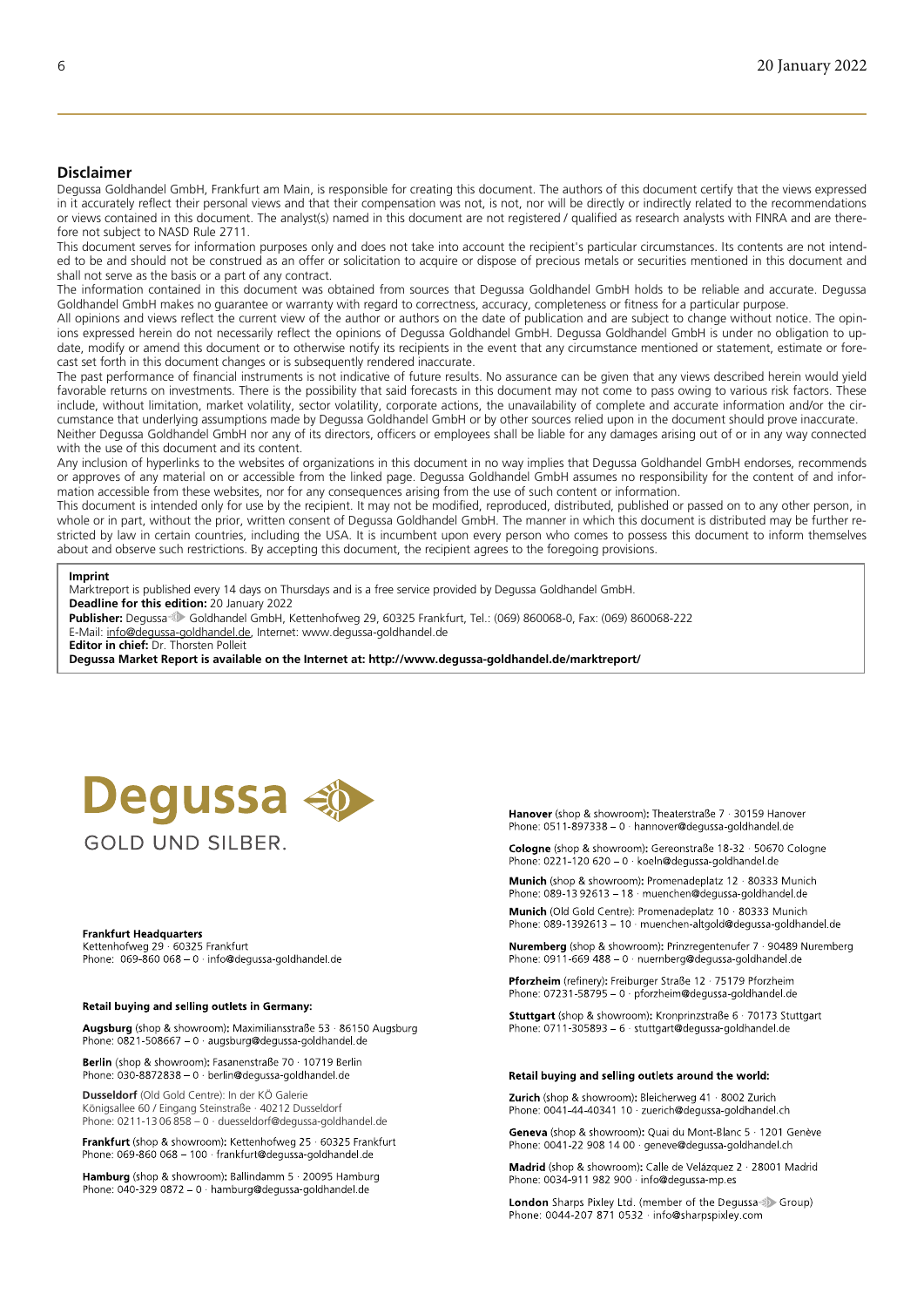## Disclaimer

Degussa Goldhandel GmbH, Frankfurt am Main, is responsible for creating this document. The authors of this document certify that the views expressed in it accurately reflect their personal views and that their compensation was not, is not, nor will be directly or indirectly related to the recommendations or views contained in this document. The analyst(s) named in this document are not registered / qualified as research analysts with FINRA and are therefore not subject to NASD Rule 2711.

This document serves for information purposes only and does not take into account the recipient's particular circumstances. Its contents are not intended to be and should not be construed as an offer or solicitation to acquire or dispose of precious metals or securities mentioned in this document and shall not serve as the basis or a part of any contract.

The information contained in this document was obtained from sources that Degussa Goldhandel GmbH holds to be reliable and accurate. Degussa Goldhandel GmbH makes no guarantee or warranty with regard to correctness, accuracy, completeness or fitness for a particular purpose.

All opinions and views reflect the current view of the author or authors on the date of publication and are subject to change without notice. The opinions expressed herein do not necessarily reflect the opinions of Degussa Goldhandel GmbH. Degussa Goldhandel GmbH is under no obligation to update, modify or amend this document or to otherwise notify its recipients in the event that any circumstance mentioned or statement, estimate or forecast set forth in this document changes or is subsequently rendered inaccurate.

The past performance of financial instruments is not indicative of future results. No assurance can be given that any views described herein would yield favorable returns on investments. There is the possibility that said forecasts in this document may not come to pass owing to various risk factors. These include, without limitation, market volatility, sector volatility, corporate actions, the unavailability of complete and accurate information and/or the circumstance that underlying assumptions made by Degussa Goldhandel GmbH or by other sources relied upon in the document should prove inaccurate.

Neither Degussa Goldhandel GmbH nor any of its directors, officers or employees shall be liable for any damages arising out of or in any way connected with the use of this document and its content.

Any inclusion of hyperlinks to the websites of organizations in this document in no way implies that Degussa Goldhandel GmbH endorses, recommends or approves of any material on or accessible from the linked page. Degussa Goldhandel GmbH assumes no responsibility for the content of and information accessible from these websites, nor for any consequences arising from the use of such content or information.

This document is intended only for use by the recipient. It may not be modified, reproduced, distributed, published or passed on to any other person, in whole or in part, without the prior, written consent of Degussa Goldhandel GmbH. The manner in which this document is distributed may be further restricted by law in certain countries, including the USA. It is incumbent upon every person who comes to possess this document to inform themselves about and observe such restrictions. By accepting this document, the recipient agrees to the foregoing provisions.

**Imprint**
Marktreport is published every 14 days on Thursdays and is a free service provided by Degussa Goldhandel GmbH.
**Deadline for this edition:** 20 January 2022
**Publisher:** Degussa Goldhandel GmbH, Kettenhofweg 29, 60325 Frankfurt, Tel.: (069) 860068-0, Fax: (069) 860068-222
E-Mail: info@degussa-goldhandel.de, Internet: www.degussa-goldhandel.de
**Editor in chief:** Dr. Thorsten Polleit
**Degussa Market Report is available on the Internet at: http://www.degussa-goldhandel.de/marktreport/**

Degussa
GOLD UND SILBER.

**Frankfurt Headquarters**
Kettenhofweg 29 · 60325 Frankfurt
Phone: 069-860 068 – 0 · info@degussa-goldhandel.de

**Retail buying and selling outlets in Germany:**

**Augsburg** (shop & showroom): Maximiliansstraße 53 · 86150 Augsburg
Phone: 0821-508667 – 0 · augsburg@degussa-goldhandel.de

**Berlin** (shop & showroom): Fasanenstraße 70 · 10719 Berlin
Phone: 030-8872838 – 0 · berlin@degussa-goldhandel.de

**Dusseldorf** (Old Gold Centre): In der KÖ Galerie
Königsallee 60 / Eingang Steinstraße · 40212 Dusseldorf
Phone: 0211-13 06 858 – 0 · duesseldorf@degussa-goldhandel.de

**Frankfurt** (shop & showroom): Kettenhofweg 25 · 60325 Frankfurt
Phone: 069-860 068 – 100 · frankfurt@degussa-goldhandel.de

**Hamburg** (shop & showroom): Ballindamm 5 · 20095 Hamburg
Phone: 040-329 0872 – 0 · hamburg@degussa-goldhandel.de

**Hanover** (shop & showroom): Theaterstraße 7 · 30159 Hanover
Phone: 0511-897338 – 0 · hannover@degussa-goldhandel.de

**Cologne** (shop & showroom): Gereonstraße 18-32 · 50670 Cologne
Phone: 0221-120 620 – 0 · koeln@degussa-goldhandel.de

**Munich** (shop & showroom): Promenadeplatz 12 · 80333 Munich
Phone: 089-13 92613 – 18 · muenchen@degussa-goldhandel.de

**Munich** (Old Gold Centre): Promenadeplatz 10 · 80333 Munich
Phone: 089-1392613 – 10 · muenchen-altgold@degussa-goldhandel.de

**Nuremberg** (shop & showroom): Prinzregentenufer 7 · 90489 Nuremberg
Phone: 0911-669 488 – 0 · nuernberg@degussa-goldhandel.de

**Pforzheim** (refinery): Freiburger Straße 12 · 75179 Pforzheim
Phone: 07231-58795 – 0 · pforzheim@degussa-goldhandel.de

**Stuttgart** (shop & showroom): Kronprinzstraße 6 · 70173 Stuttgart
Phone: 0711-305893 – 6 · stuttgart@degussa-goldhandel.de

**Retail buying and selling outlets around the world:**

**Zurich** (shop & showroom): Bleicherweg 41 · 8002 Zurich
Phone: 0041-44-40341 10 · zuerich@degussa-goldhandel.ch

**Geneva** (shop & showroom): Quai du Mont-Blanc 5 · 1201 Genève
Phone: 0041-22 908 14 00 · geneve@degussa-goldhandel.ch

**Madrid** (shop & showroom): Calle de Velázquez 2 · 28001 Madrid
Phone: 0034-911 982 900 · info@degussa-mp.es

**London** Sharps Pixley Ltd. (member of the Degussa Group)
Phone: 0044-207 871 0532 · info@sharpspixley.com